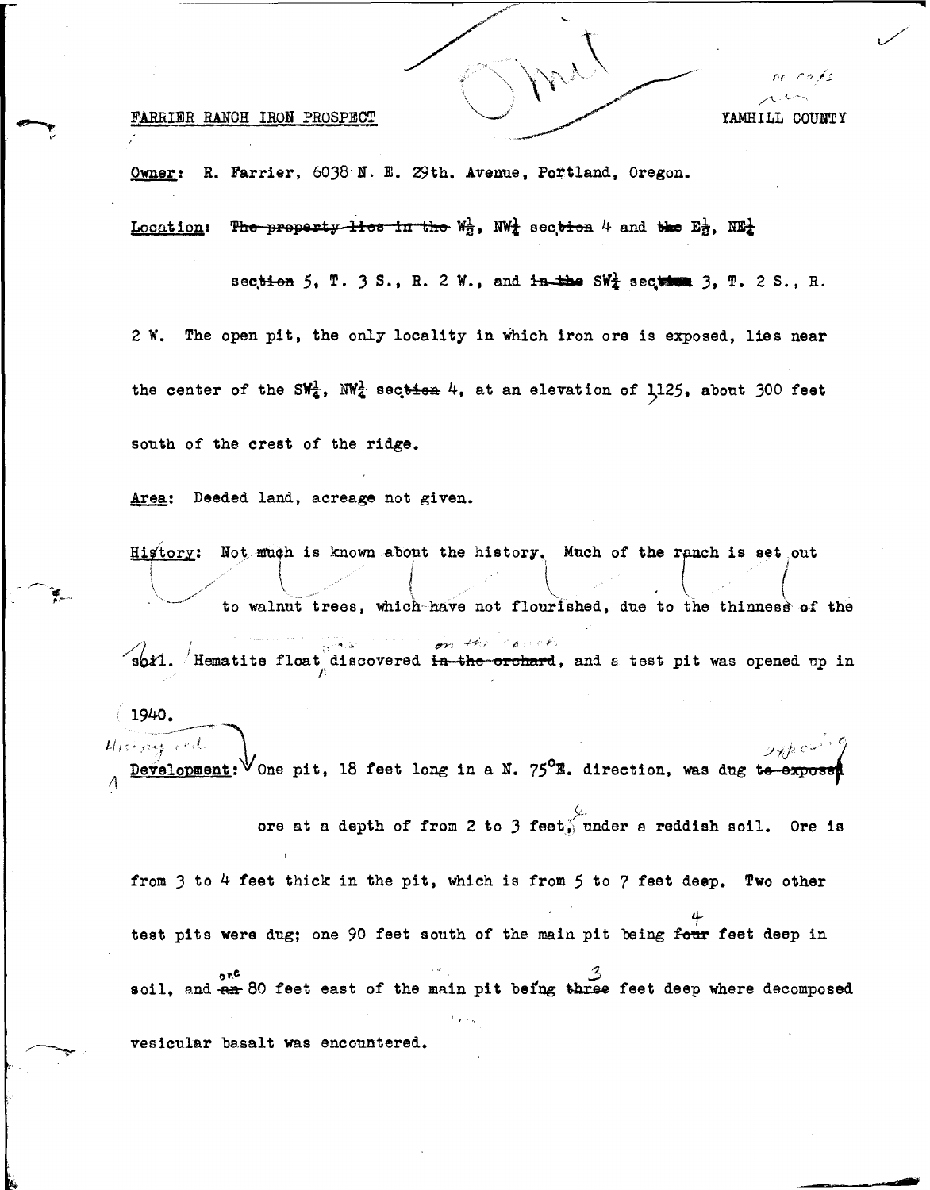FARRIER RANCH IRON PROSPECT

YAMHILL COUNTY

**Owner:** R. Farrier, 6038 N. E. 29th. Avenue, Portland, Oregon.

**Location:** W½, NW¼ sec. 4 and E½, NE¼ sec. 5, T. 3 S., R. 2 W., and SW¼ sec. 3, T. 2 S., R. 2 W. The open pit, the only locality in which iron ore is exposed, lies near the center of the SW¼, NW¼ sec. 4, at an elevation of 1125, about 300 feet south of the crest of the ridge.

**Area:** Deeded land, acreage not given.

**History:** Not much is known about the history. Much of the ranch is set out to walnut trees, which have not flourished, due to the thinness of the soil. Hematite float was discovered on the ranch, and a test pit was opened up in 1940.

**Development:** One pit, 18 feet long in a N. 75°E. direction, was dug exposing ore at a depth of from 2 to 3 feet, under a reddish soil. Ore is from 3 to 4 feet thick in the pit, which is from 5 to 7 feet deep. Two other test pits were dug; one 90 feet south of the main pit being 4 feet deep in soil, and one 80 feet east of the main pit being 3 feet deep where decomposed vesicular basalt was encountered.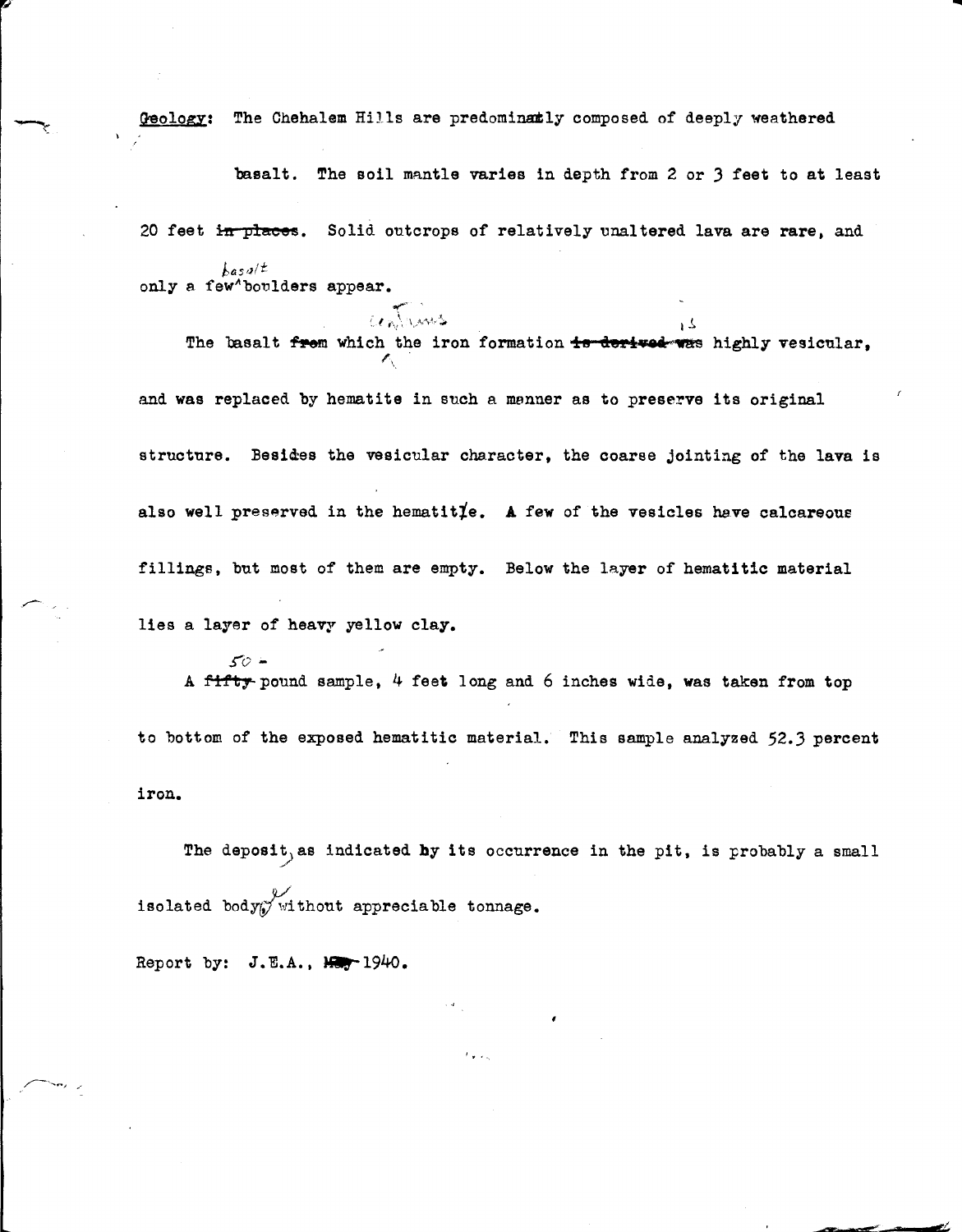**Geology:** The Chehalem Hills are predominantly composed of deeply weathered basalt. The soil mantle varies in depth from 2 or 3 feet to at least 20 feet. Solid outcrops of relatively unaltered lava are rare, and only a few basalt boulders appear.

The basalt which the iron formation contains is highly vesicular, and was replaced by hematite in such a manner as to preserve its original structure. Besides the vesicular character, the coarse jointing of the lava is also well preserved in the hematite. A few of the vesicles have calcareous fillings, but most of them are empty. Below the layer of hematitic material lies a layer of heavy yellow clay.

A 50-pound sample, 4 feet long and 6 inches wide, was taken from top to bottom of the exposed hematitic material. This sample analyzed 52.3 percent iron.

The deposit, as indicated by its occurrence in the pit, is probably a small isolated body, without appreciable tonnage.

Report by: J.E.A., 1940.